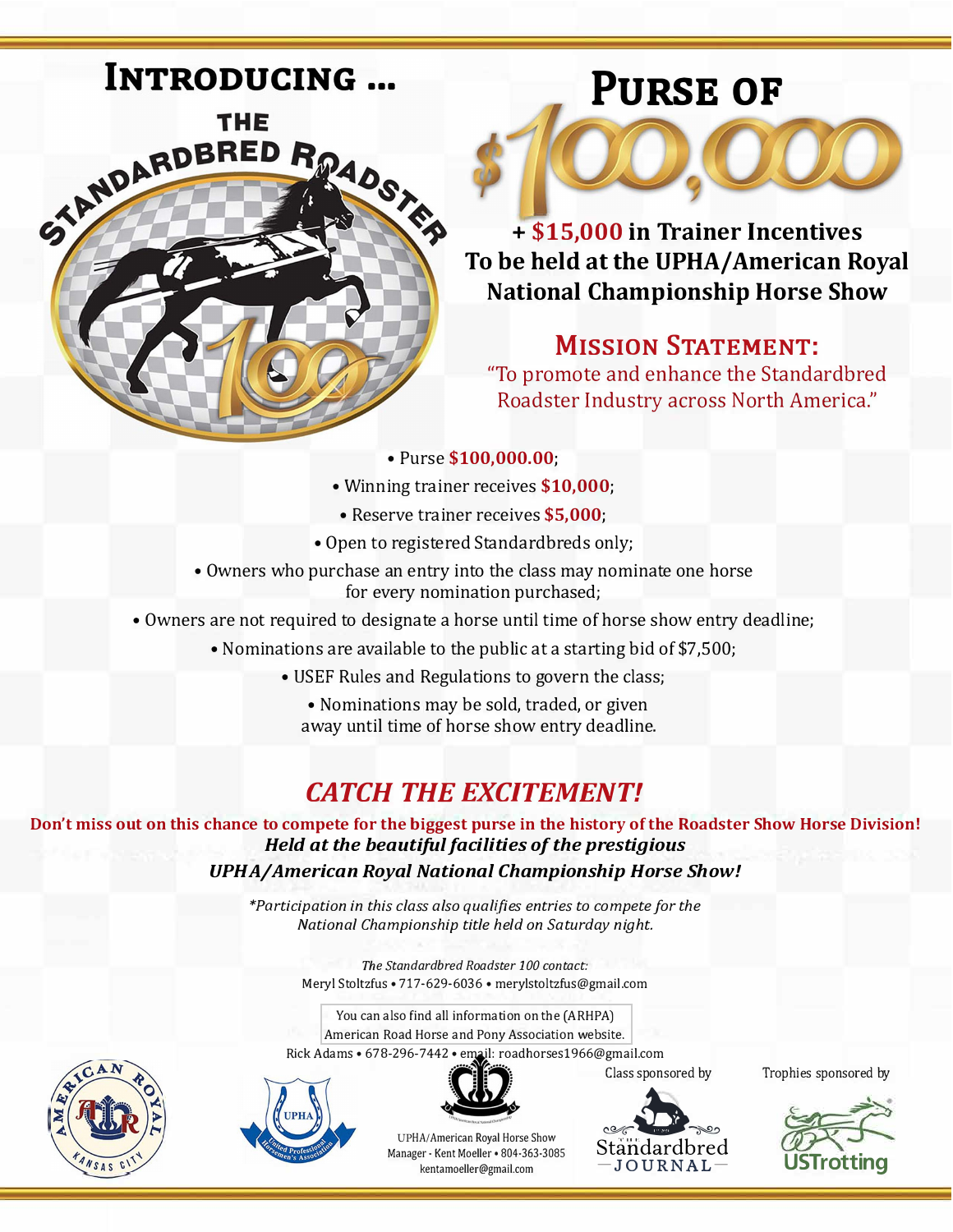# Introducing ...

## The Standardbred Roadster 100

# Purse of $100,000

**+ $15,000 in Trainer Incentives**
**To be held at the UPHA/American Royal National Championship Horse Show**

## Mission Statement:

"To promote and enhance the Standardbred Roadster Industry across North America."

- Purse **$100,000.00**;
- Winning trainer receives **$10,000**;
- Reserve trainer receives **$5,000**;
- Open to registered Standardbreds only;
- Owners who purchase an entry into the class may nominate one horse for every nomination purchased;
- Owners are not required to designate a horse until time of horse show entry deadline;
- Nominations are available to the public at a starting bid of $7,500;
- USEF Rules and Regulations to govern the class;
- Nominations may be sold, traded, or given away until time of horse show entry deadline.

## *CATCH THE EXCITEMENT!*

**Don't miss out on this chance to compete for the biggest purse in the history of the Roadster Show Horse Division!**

***Held at the beautiful facilities of the prestigious UPHA/American Royal National Championship Horse Show!***

*\*Participation in this class also qualifies entries to compete for the National Championship title held on Saturday night.*

*The Standardbred Roadster 100 contact:*
Meryl Stoltzfus • 717-629-6036 • merylstoltzfus@gmail.com

You can also find all information on the (ARHPA) American Road Horse and Pony Association website.
Rick Adams • 678-296-7442 • email: roadhorses1966@gmail.com

American Royal Kansas City

UPHA United Professional Horsemen's Association

UPHA/American Royal Horse Show
Manager - Kent Moeller • 804-363-3085
kentamoeller@gmail.com

Class sponsored by The Standardbred Journal

Trophies sponsored by USTrotting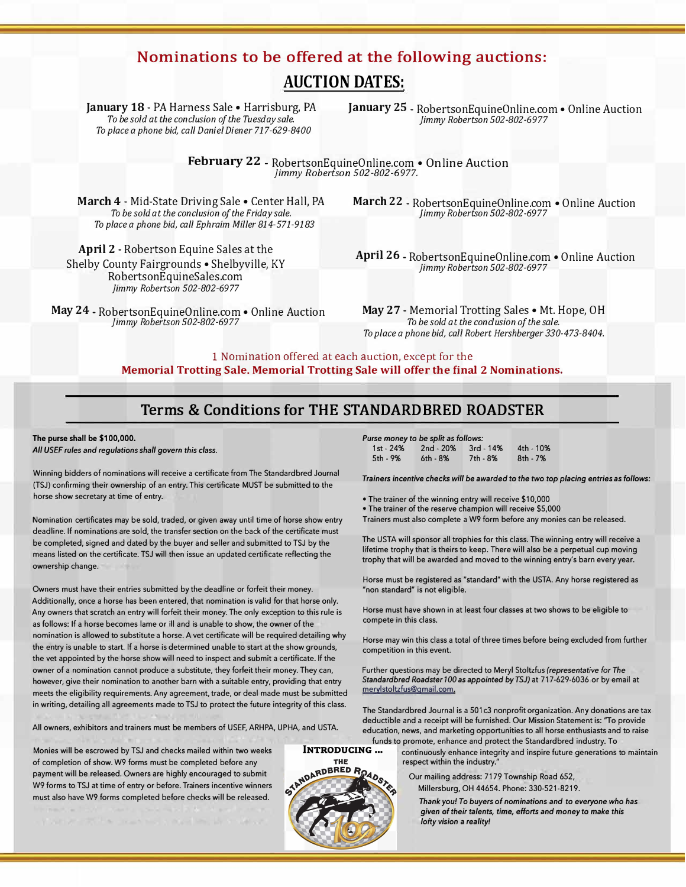## Nominations to be offered at the following auctions:

# AUCTION DATES:

**January 18** - PA Harness Sale • Harrisburg, PA
*To be sold at the conclusion of the Tuesday sale.*
*To place a phone bid, call Daniel Diener 717-629-8400*

**January 25** - RobertsonEquineOnline.com • Online Auction
*Jimmy Robertson 502-802-6977*

**February 22** - RobertsonEquineOnline.com • Online Auction
*Jimmy Robertson 502-802-6977.*

**March 4** - Mid-State Driving Sale • Center Hall, PA
*To be sold at the conclusion of the Friday sale.*
*To place a phone bid, call Ephraim Miller 814-571-9183*

**March 22** - RobertsonEquineOnline.com • Online Auction
*Jimmy Robertson 502-802-6977*

**April 2** - Robertson Equine Sales at the Shelby County Fairgrounds • Shelbyville, KY
RobertsonEquineSales.com
*Jimmy Robertson 502-802-6977*

**April 26** - RobertsonEquineOnline.com • Online Auction
*Jimmy Robertson 502-802-6977*

**May 24** - RobertsonEquineOnline.com • Online Auction
*Jimmy Robertson 502-802-6977*

**May 27** - Memorial Trotting Sales • Mt. Hope, OH
*To be sold at the conclusion of the sale.*
*To place a phone bid, call Robert Hershberger 330-473-8404.*

1 Nomination offered at each auction, except for the
**Memorial Trotting Sale. Memorial Trotting Sale will offer the final 2 Nominations.**

## Terms & Conditions for THE STANDARDBRED ROADSTER

**The purse shall be $100,000.**
***All USEF rules and regulations shall govern this class.***

Winning bidders of nominations will receive a certificate from The Standardbred Journal (TSJ) confirming their ownership of an entry. This certificate MUST be submitted to the horse show secretary at time of entry.

Nomination certificates may be sold, traded, or given away until time of horse show entry deadline. If nominations are sold, the transfer section on the back of the certificate must be completed, signed and dated by the buyer and seller and submitted to TSJ by the means listed on the certificate. TSJ will then issue an updated certificate reflecting the ownership change.

Owners must have their entries submitted by the deadline or forfeit their money. Additionally, once a horse has been entered, that nomination is valid for that horse only. Any owners that scratch an entry will forfeit their money. The only exception to this rule is as follows: If a horse becomes lame or ill and is unable to show, the owner of the nomination is allowed to substitute a horse. A vet certificate will be required detailing why the entry is unable to start. If a horse is determined unable to start at the show grounds, the vet appointed by the horse show will need to inspect and submit a certificate. If the owner of a nomination cannot produce a substitute, they forfeit their money. They can, however, give their nomination to another barn with a suitable entry, providing that entry meets the eligibility requirements. Any agreement, trade, or deal made must be submitted in writing, detailing all agreements made to TSJ to protect the future integrity of this class.

All owners, exhibitors and trainers must be members of USEF, ARHPA, UPHA, and USTA.

Monies will be escrowed by TSJ and checks mailed within two weeks of completion of show. W9 forms must be completed before any payment will be released. Owners are highly encouraged to submit W9 forms to TSJ at time of entry or before. Trainers incentive winners must also have W9 forms completed before checks will be released.

*Purse money to be split as follows:*

| | | | |
|---|---|---|---|
| 1st - 24% | 2nd - 20% | 3rd - 14% | 4th - 10% |
| 5th - 9% | 6th - 8% | 7th - 8% | 8th - 7% |

***Trainers incentive checks will be awarded to the two top placing entries as follows:***

- The trainer of the winning entry will receive $10,000
- The trainer of the reserve champion will receive $5,000

Trainers must also complete a W9 form before any monies can be released.

The USTA will sponsor all trophies for this class. The winning entry will receive a lifetime trophy that is theirs to keep. There will also be a perpetual cup moving trophy that will be awarded and moved to the winning entry's barn every year.

Horse must be registered as "standard" with the USTA. Any horse registered as "non standard" is not eligible.

Horse must have shown in at least four classes at two shows to be eligible to compete in this class.

Horse may win this class a total of three times before being excluded from further competition in this event.

Further questions may be directed to Meryl Stoltzfus *(representative for The Standardbred Roadster 100 as appointed by TSJ)* at 717-629-6036 or by email at meryIstoltzfus@gmail.com.

The Standardbred Journal is a 501c3 nonprofit organization. Any donations are tax deductible and a receipt will be furnished. Our Mission Statement is: "To provide education, news, and marketing opportunities to all horse enthusiasts and to raise funds to promote, enhance and protect the Standardbred industry. To continuously enhance integrity and inspire future generations to maintain respect within the industry."

INTRODUCING ... THE STANDARDBRED ROADSTER 100

Our mailing address: 7179 Township Road 652, Millersburg, OH 44654. Phone: 330-521-8219.

***Thank you! To buyers of nominations and to everyone who has given of their talents, time, efforts and money to make this lofty vision a reality!***